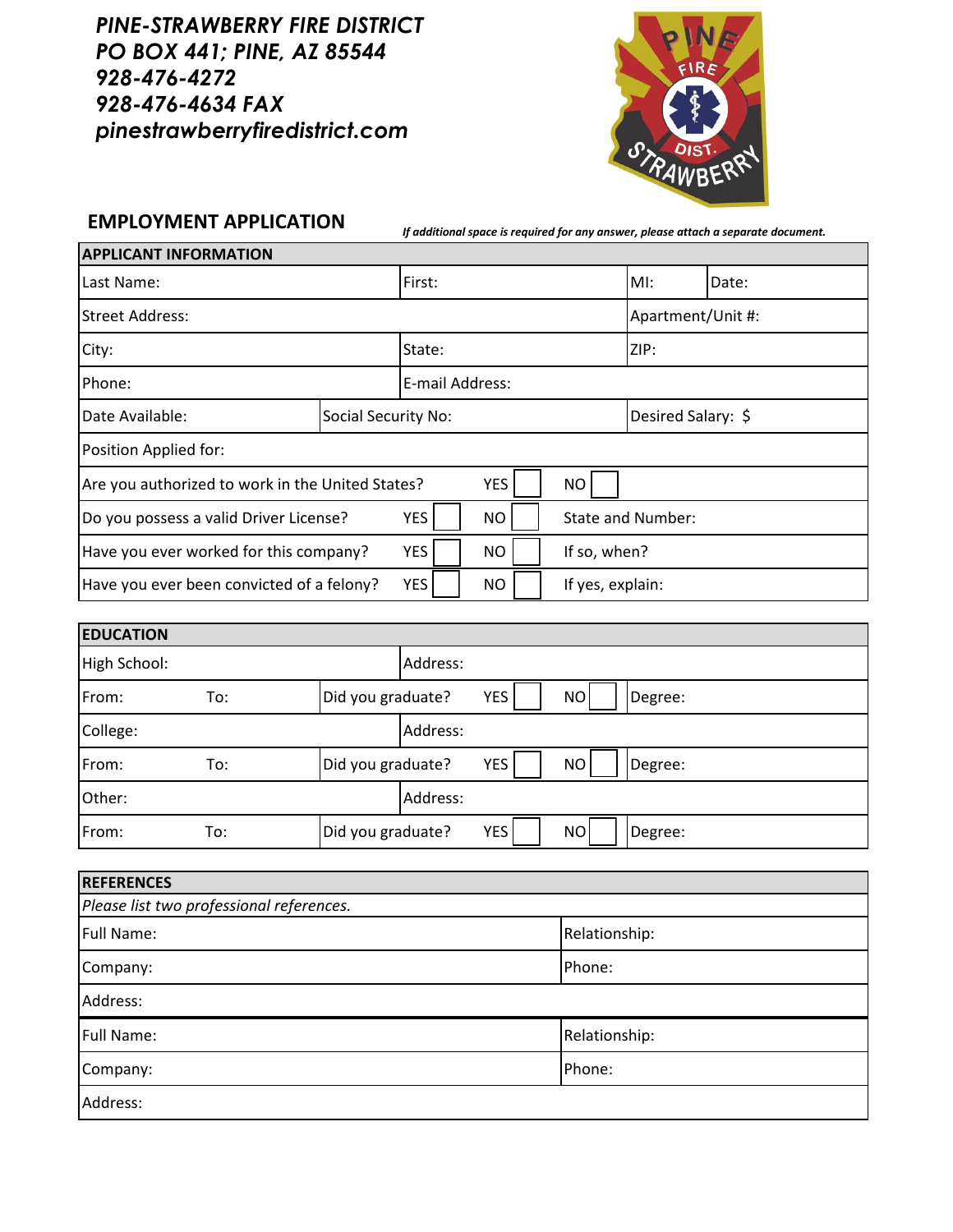**PINE-STRAWBERRY FIRE DISTRICT**
**PO BOX 441; PINE, AZ 85544**
**928-476-4272**
**928-476-4634 FAX**
**pinestrawberryfiredistrict.com**

## EMPLOYMENT APPLICATION

*If additional space is required for any answer, please attach a separate document.*

| APPLICANT INFORMATION | | | |
|---|---|---|---|
| Last Name: | First: | MI: | Date: |
| Street Address: | | Apartment/Unit #: | |
| City: | State: | ZIP: | |
| Phone: | E-mail Address: | | |
| Date Available: | Social Security No: | Desired Salary: $ | |
| Position Applied for: | | | |
| Are you authorized to work in the United States? | YES ☐ NO ☐ | | |
| Do you possess a valid Driver License? | YES ☐ NO ☐ | State and Number: | |
| Have you ever worked for this company? | YES ☐ NO ☐ | If so, when? | |
| Have you ever been convicted of a felony? | YES ☐ NO ☐ | If yes, explain: | |

| EDUCATION | | | |
|---|---|---|---|
| High School: | | Address: | |
| From: | To: | Did you graduate? YES ☐ NO ☐ | Degree: |
| College: | | Address: | |
| From: | To: | Did you graduate? YES ☐ NO ☐ | Degree: |
| Other: | | Address: | |
| From: | To: | Did you graduate? YES ☐ NO ☐ | Degree: |

| REFERENCES | |
|---|---|
| *Please list two professional references.* | |
| Full Name: | Relationship: |
| Company: | Phone: |
| Address: | |
| Full Name: | Relationship: |
| Company: | Phone: |
| Address: | |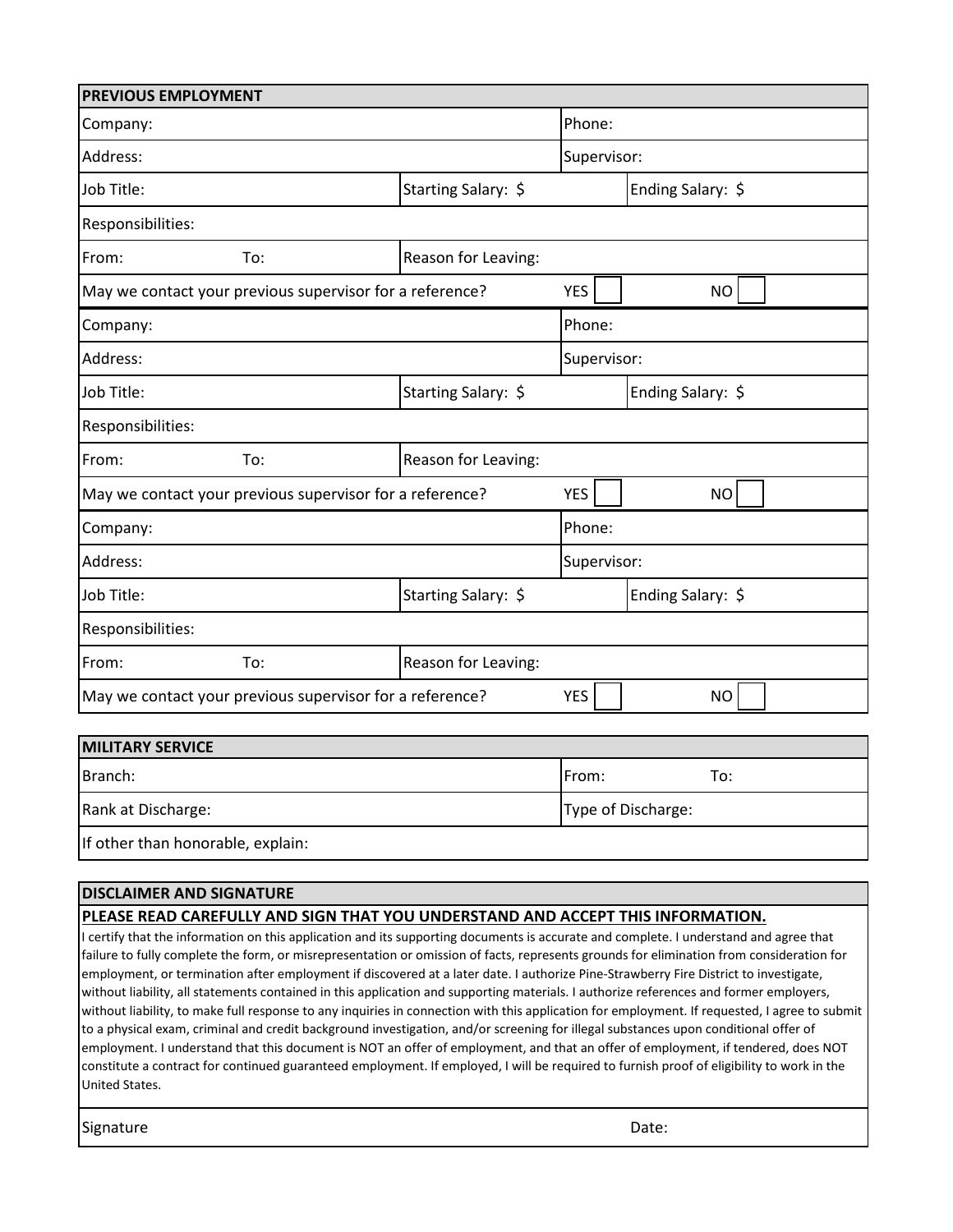## PREVIOUS EMPLOYMENT

| | | | |
|---|---|---|---|
| Company: | | Phone: | |
| Address: | | Supervisor: | |
| Job Title: | Starting Salary: $ | | Ending Salary: $ |
| Responsibilities: | | | |
| From: To: | Reason for Leaving: | | |
| May we contact your previous supervisor for a reference? | | YES ☐ | NO ☐ |
| Company: | | Phone: | |
| Address: | | Supervisor: | |
| Job Title: | Starting Salary: $ | | Ending Salary: $ |
| Responsibilities: | | | |
| From: To: | Reason for Leaving: | | |
| May we contact your previous supervisor for a reference? | | YES ☐ | NO ☐ |
| Company: | | Phone: | |
| Address: | | Supervisor: | |
| Job Title: | Starting Salary: $ | | Ending Salary: $ |
| Responsibilities: | | | |
| From: To: | Reason for Leaving: | | |
| May we contact your previous supervisor for a reference? | | YES ☐ | NO ☐ |

## MILITARY SERVICE

| | |
|---|---|
| Branch: | From: To: |
| Rank at Discharge: | Type of Discharge: |
| If other than honorable, explain: | |

## DISCLAIMER AND SIGNATURE

**PLEASE READ CAREFULLY AND SIGN THAT YOU UNDERSTAND AND ACCEPT THIS INFORMATION.**

I certify that the information on this application and its supporting documents is accurate and complete. I understand and agree that failure to fully complete the form, or misrepresentation or omission of facts, represents grounds for elimination from consideration for employment, or termination after employment if discovered at a later date. I authorize Pine-Strawberry Fire District to investigate, without liability, all statements contained in this application and supporting materials. I authorize references and former employers, without liability, to make full response to any inquiries in connection with this application for employment. If requested, I agree to submit to a physical exam, criminal and credit background investigation, and/or screening for illegal substances upon conditional offer of employment. I understand that this document is NOT an offer of employment, and that an offer of employment, if tendered, does NOT constitute a contract for continued guaranteed employment. If employed, I will be required to furnish proof of eligibility to work in the United States.

| | |
|---|---|
| Signature | Date: |